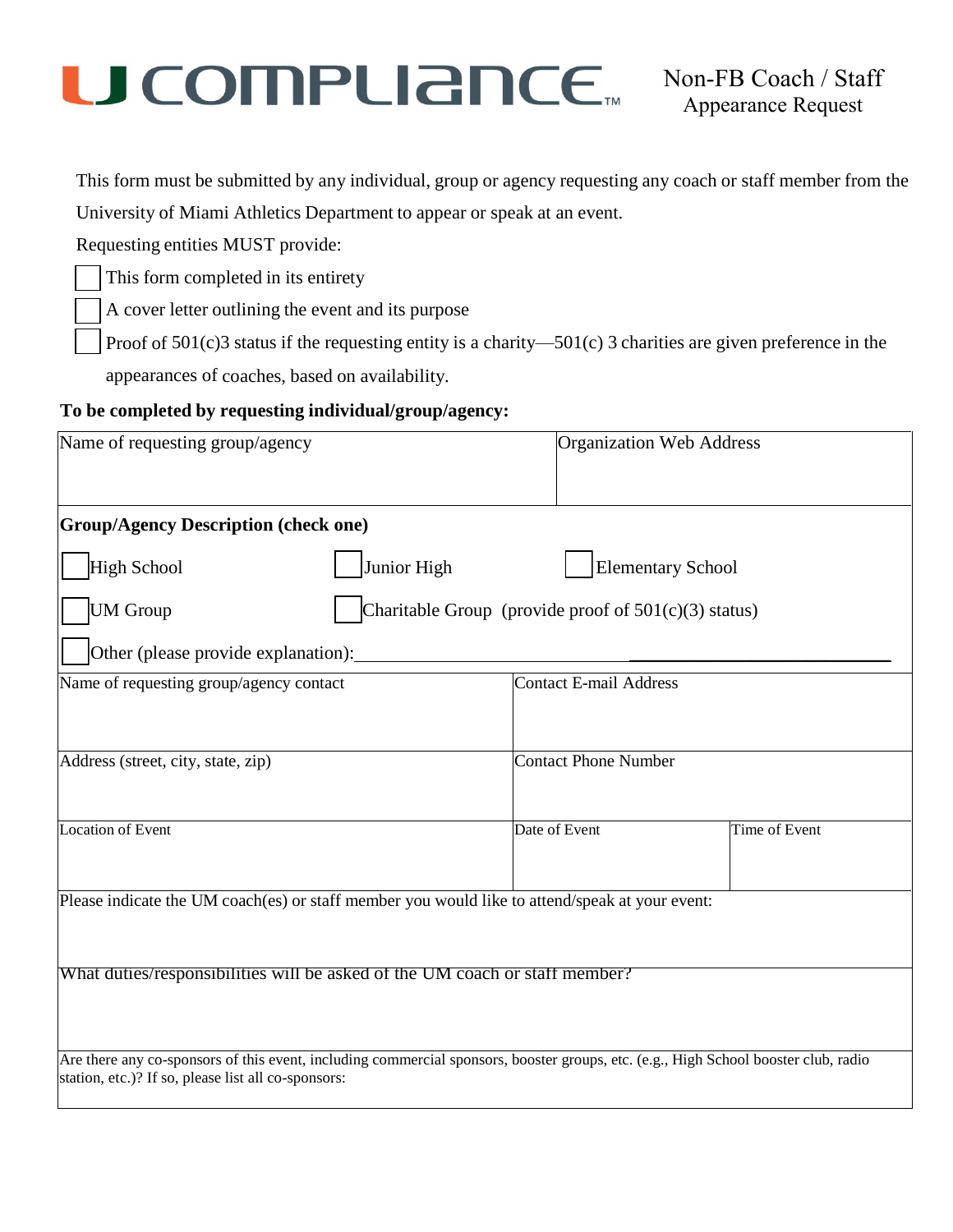# U COMPLIANCE™

## Non-FB Coach / Staff Appearance Request

This form must be submitted by any individual, group or agency requesting any coach or staff member from the University of Miami Athletics Department to appear or speak at an event.

Requesting entities MUST provide:

- ☐ This form completed in its entirety
- ☐ A cover letter outlining the event and its purpose
- ☐ Proof of 501(c)3 status if the requesting entity is a charity—501(c) 3 charities are given preference in the appearances of coaches, based on availability.

**To be completed by requesting individual/group/agency:**

| Name of requesting group/agency | Organization Web Address |
|---|---|
| | |

**Group/Agency Description (check one)**

- ☐ High School
- ☐ Junior High
- ☐ Elementary School
- ☐ UM Group
- ☐ Charitable Group (provide proof of 501(c)(3) status)
- ☐ Other (please provide explanation): ______________________________

| Name of requesting group/agency contact | Contact E-mail Address | |
|---|---|---|
| | | |
| Address (street, city, state, zip) | Contact Phone Number | |
| | | |
| Location of Event | Date of Event | Time of Event |
| | | |

Please indicate the UM coach(es) or staff member you would like to attend/speak at your event:

What duties/responsibilities will be asked of the UM coach or staff member?

Are there any co-sponsors of this event, including commercial sponsors, booster groups, etc. (e.g., High School booster club, radio station, etc.)? If so, please list all co-sponsors: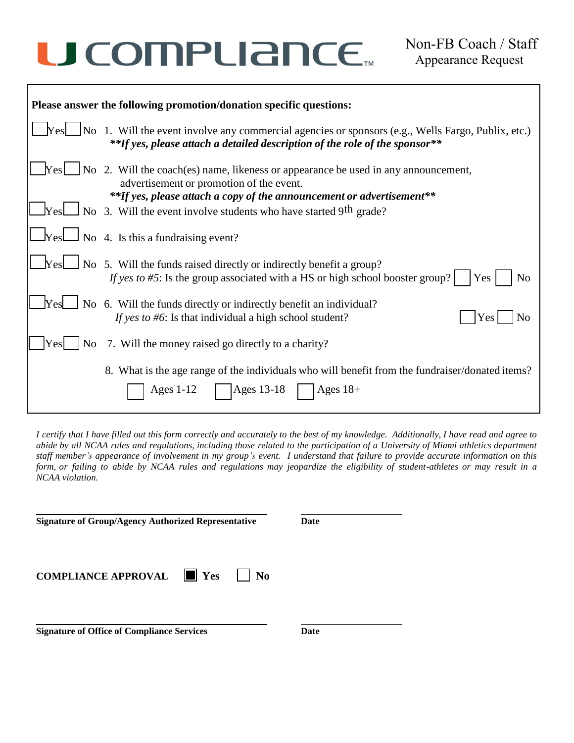# U COMPLIANCE™

**Non-FB Coach / Staff Appearance Request**

**Please answer the following promotion/donation specific questions:**

☐ Yes ☐ No 1. Will the event involve any commercial agencies or sponsors (e.g., Wells Fargo, Publix, etc.)
***\*\*If yes, please attach a detailed description of the role of the sponsor\*\****

☐ Yes ☐ No 2. Will the coach(es) name, likeness or appearance be used in any announcement, advertisement or promotion of the event.
***\*\*If yes, please attach a copy of the announcement or advertisement\*\****

☐ Yes ☐ No 3. Will the event involve students who have started 9th grade?

☐ Yes ☐ No 4. Is this a fundraising event?

☐ Yes ☐ No 5. Will the funds raised directly or indirectly benefit a group?
*If yes to #5*: Is the group associated with a HS or high school booster group? ☐ Yes ☐ No

☐ Yes ☐ No 6. Will the funds directly or indirectly benefit an individual?
*If yes to #6*: Is that individual a high school student? ☐ Yes ☐ No

☐ Yes ☐ No 7. Will the money raised go directly to a charity?

8. What is the age range of the individuals who will benefit from the fundraiser/donated items?
☐ Ages 1-12 ☐ Ages 13-18 ☐ Ages 18+

*I certify that I have filled out this form correctly and accurately to the best of my knowledge. Additionally, I have read and agree to abide by all NCAA rules and regulations, including those related to the participation of a University of Miami athletics department staff member's appearance of involvement in my group's event. I understand that failure to provide accurate information on this form, or failing to abide by NCAA rules and regulations may jeopardize the eligibility of student-athletes or may result in a NCAA violation.*

**Signature of Group/Agency Authorized Representative** ____________________ **Date** __________

**COMPLIANCE APPROVAL** ☒ **Yes** ☐ **No**

**Signature of Office of Compliance Services** ____________________ **Date** __________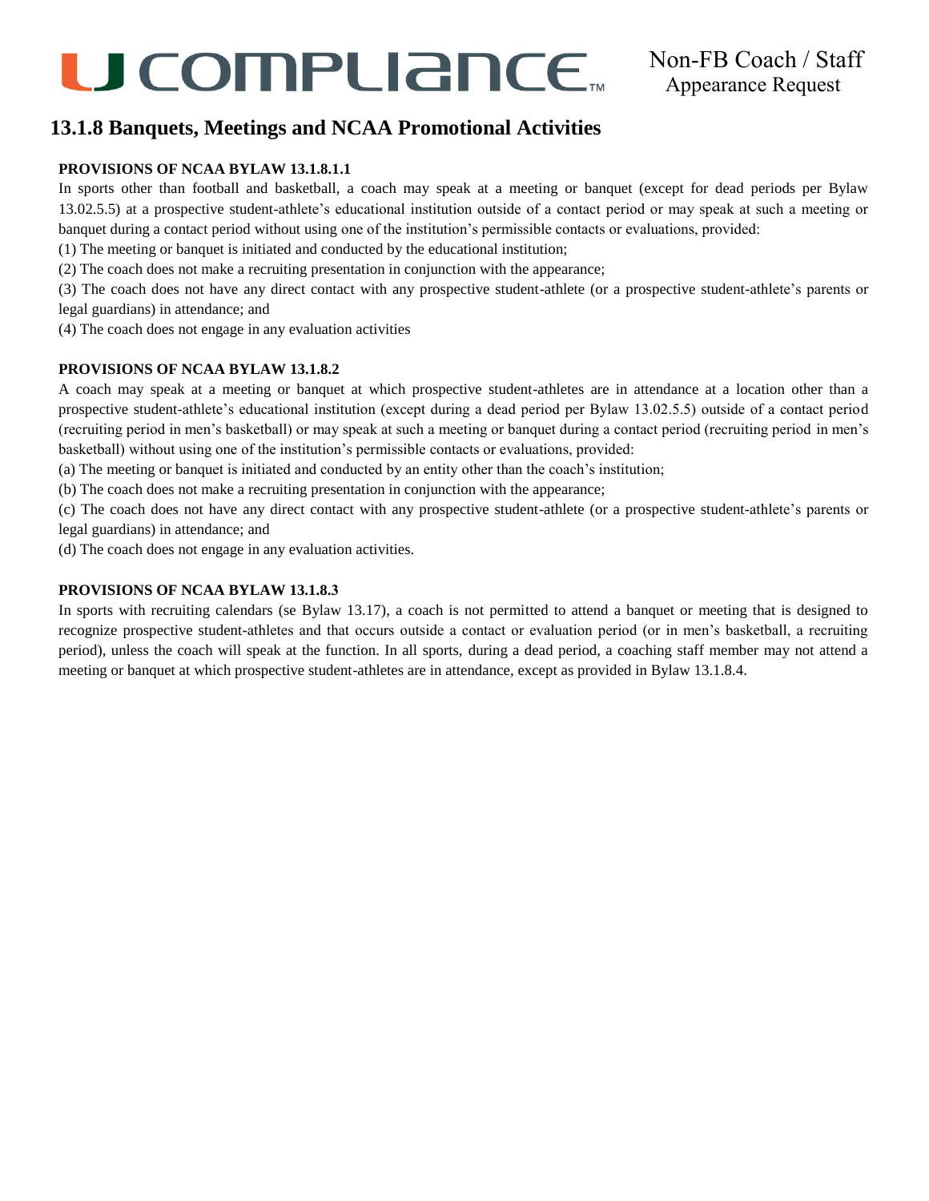# 13.1.8 Banquets, Meetings and NCAA Promotional Activities

**PROVISIONS OF NCAA BYLAW 13.1.8.1.1**

In sports other than football and basketball, a coach may speak at a meeting or banquet (except for dead periods per Bylaw 13.02.5.5) at a prospective student-athlete's educational institution outside of a contact period or may speak at such a meeting or banquet during a contact period without using one of the institution's permissible contacts or evaluations, provided:

(1) The meeting or banquet is initiated and conducted by the educational institution;

(2) The coach does not make a recruiting presentation in conjunction with the appearance;

(3) The coach does not have any direct contact with any prospective student-athlete (or a prospective student-athlete's parents or legal guardians) in attendance; and

(4) The coach does not engage in any evaluation activities

**PROVISIONS OF NCAA BYLAW 13.1.8.2**

A coach may speak at a meeting or banquet at which prospective student-athletes are in attendance at a location other than a prospective student-athlete's educational institution (except during a dead period per Bylaw 13.02.5.5) outside of a contact period (recruiting period in men's basketball) or may speak at such a meeting or banquet during a contact period (recruiting period in men's basketball) without using one of the institution's permissible contacts or evaluations, provided:

(a) The meeting or banquet is initiated and conducted by an entity other than the coach's institution;

(b) The coach does not make a recruiting presentation in conjunction with the appearance;

(c) The coach does not have any direct contact with any prospective student-athlete (or a prospective student-athlete's parents or legal guardians) in attendance; and

(d) The coach does not engage in any evaluation activities.

**PROVISIONS OF NCAA BYLAW 13.1.8.3**

In sports with recruiting calendars (se Bylaw 13.17), a coach is not permitted to attend a banquet or meeting that is designed to recognize prospective student-athletes and that occurs outside a contact or evaluation period (or in men's basketball, a recruiting period), unless the coach will speak at the function. In all sports, during a dead period, a coaching staff member may not attend a meeting or banquet at which prospective student-athletes are in attendance, except as provided in Bylaw 13.1.8.4.